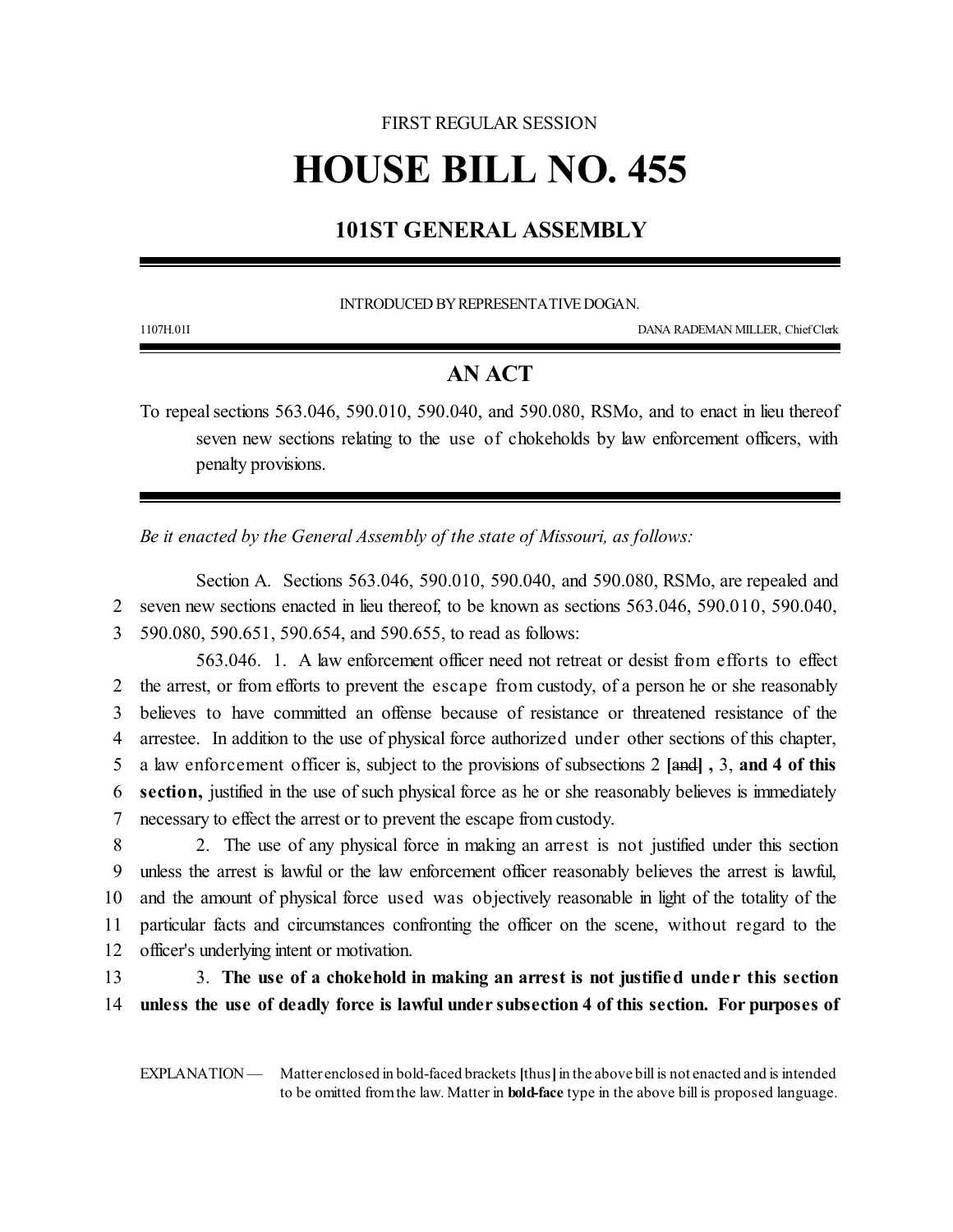FIRST REGULAR SESSION

# HOUSE BILL NO. 455

## 101ST GENERAL ASSEMBLY

INTRODUCED BY REPRESENTATIVE DOGAN.

1107H.01I DANA RADEMAN MILLER, Chief Clerk

## AN ACT

To repeal sections 563.046, 590.010, 590.040, and 590.080, RSMo, and to enact in lieu thereof seven new sections relating to the use of chokeholds by law enforcement officers, with penalty provisions.

*Be it enacted by the General Assembly of the state of Missouri, as follows:*

Section A. Sections 563.046, 590.010, 590.040, and 590.080, RSMo, are repealed and
2 seven new sections enacted in lieu thereof, to be known as sections 563.046, 590.010, 590.040,
3 590.080, 590.651, 590.654, and 590.655, to read as follows:

563.046. 1. A law enforcement officer need not retreat or desist from efforts to effect
2 the arrest, or from efforts to prevent the escape from custody, of a person he or she reasonably
3 believes to have committed an offense because of resistance or threatened resistance of the
4 arrestee. In addition to the use of physical force authorized under other sections of this chapter,
5 a law enforcement officer is, subject to the provisions of subsections 2 **[**and**]** **,** 3, **and 4 of this**
6 **section,** justified in the use of such physical force as he or she reasonably believes is immediately
7 necessary to effect the arrest or to prevent the escape from custody.

8 2. The use of any physical force in making an arrest is not justified under this section
9 unless the arrest is lawful or the law enforcement officer reasonably believes the arrest is lawful,
10 and the amount of physical force used was objectively reasonable in light of the totality of the
11 particular facts and circumstances confronting the officer on the scene, without regard to the
12 officer's underlying intent or motivation.

13 3. **The use of a chokehold in making an arrest is not justified under this section**
14 **unless the use of deadly force is lawful under subsection 4 of this section. For purposes of**

EXPLANATION — Matter enclosed in bold-faced brackets **[**thus**]** in the above bill is not enacted and is intended to be omitted from the law. Matter in **bold-face** type in the above bill is proposed language.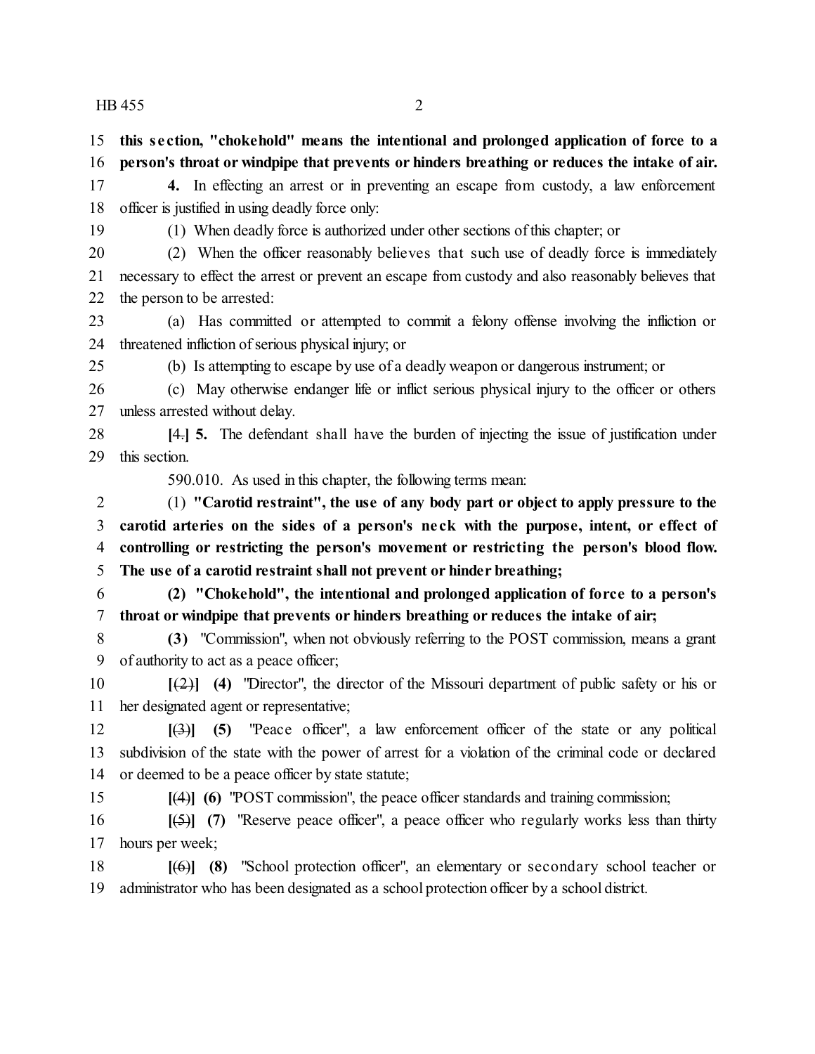**this section, "chokehold" means the intentional and prolonged application of force to a person's throat or windpipe that prevents or hinders breathing or reduces the intake of air.**

**4.** In effecting an arrest or in preventing an escape from custody, a law enforcement officer is justified in using deadly force only:

(1) When deadly force is authorized under other sections of this chapter; or

(2) When the officer reasonably believes that such use of deadly force is immediately necessary to effect the arrest or prevent an escape from custody and also reasonably believes that the person to be arrested:

(a) Has committed or attempted to commit a felony offense involving the infliction or threatened infliction of serious physical injury; or

(b) Is attempting to escape by use of a deadly weapon or dangerous instrument; or

(c) May otherwise endanger life or inflict serious physical injury to the officer or others unless arrested without delay.

**[**~~4.~~**] 5.** The defendant shall have the burden of injecting the issue of justification under this section.

590.010. As used in this chapter, the following terms mean:

(1) **"Carotid restraint", the use of any body part or object to apply pressure to the carotid arteries on the sides of a person's neck with the purpose, intent, or effect of controlling or restricting the person's movement or restricting the person's blood flow. The use of a carotid restraint shall not prevent or hinder breathing;**

**(2) "Chokehold", the intentional and prolonged application of force to a person's throat or windpipe that prevents or hinders breathing or reduces the intake of air;**

**(3)** "Commission", when not obviously referring to the POST commission, means a grant of authority to act as a peace officer;

**[**~~(2)~~**] (4)** "Director", the director of the Missouri department of public safety or his or her designated agent or representative;

**[**~~(3)~~**] (5)** "Peace officer", a law enforcement officer of the state or any political subdivision of the state with the power of arrest for a violation of the criminal code or declared or deemed to be a peace officer by state statute;

**[**~~(4)~~**] (6)** "POST commission", the peace officer standards and training commission;

**[**~~(5)~~**] (7)** "Reserve peace officer", a peace officer who regularly works less than thirty hours per week;

**[**~~(6)~~**] (8)** "School protection officer", an elementary or secondary school teacher or administrator who has been designated as a school protection officer by a school district.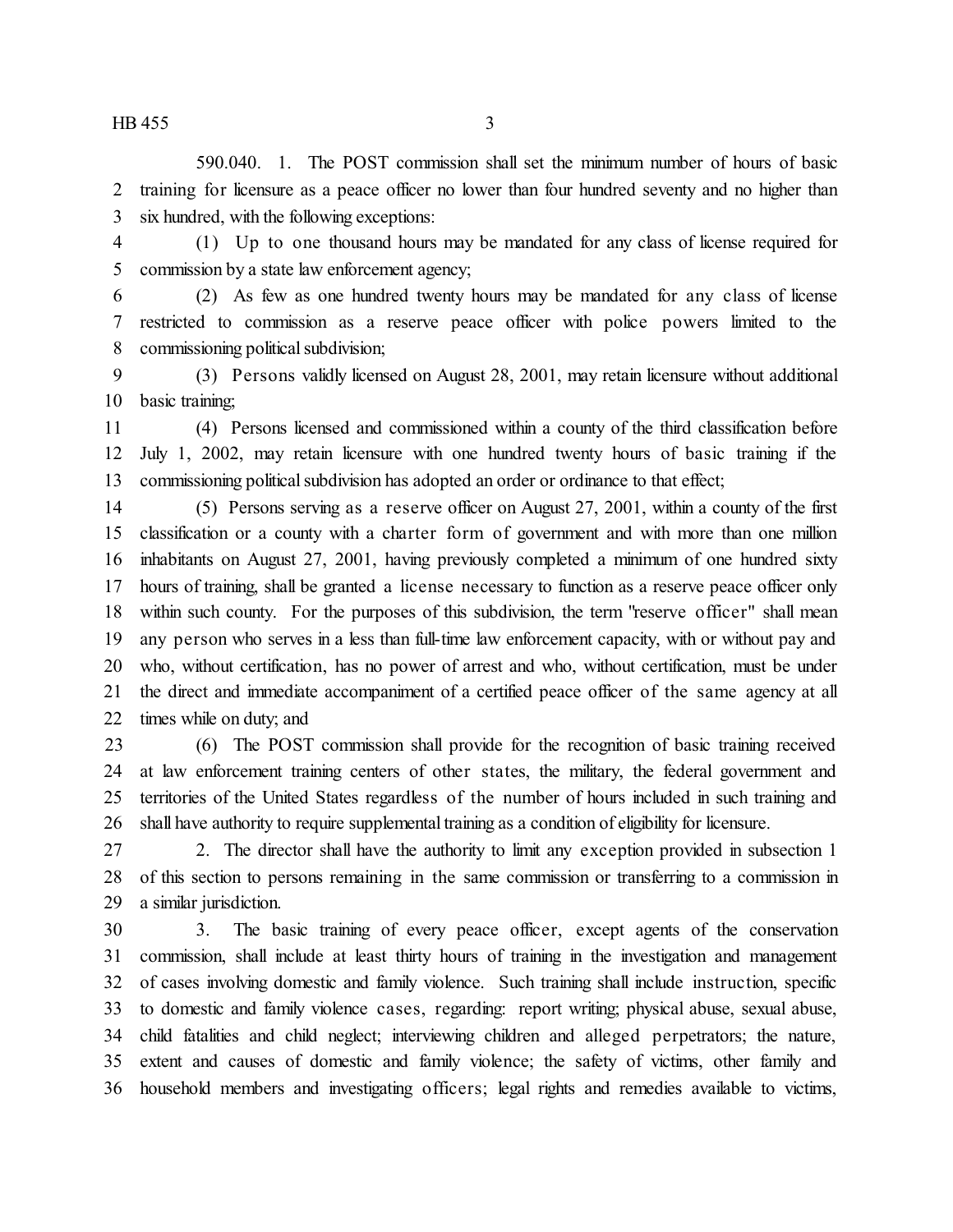590.040. 1. The POST commission shall set the minimum number of hours of basic training for licensure as a peace officer no lower than four hundred seventy and no higher than six hundred, with the following exceptions:

(1) Up to one thousand hours may be mandated for any class of license required for commission by a state law enforcement agency;

(2) As few as one hundred twenty hours may be mandated for any class of license restricted to commission as a reserve peace officer with police powers limited to the commissioning political subdivision;

(3) Persons validly licensed on August 28, 2001, may retain licensure without additional basic training;

(4) Persons licensed and commissioned within a county of the third classification before July 1, 2002, may retain licensure with one hundred twenty hours of basic training if the commissioning political subdivision has adopted an order or ordinance to that effect;

(5) Persons serving as a reserve officer on August 27, 2001, within a county of the first classification or a county with a charter form of government and with more than one million inhabitants on August 27, 2001, having previously completed a minimum of one hundred sixty hours of training, shall be granted a license necessary to function as a reserve peace officer only within such county. For the purposes of this subdivision, the term "reserve officer" shall mean any person who serves in a less than full-time law enforcement capacity, with or without pay and who, without certification, has no power of arrest and who, without certification, must be under the direct and immediate accompaniment of a certified peace officer of the same agency at all times while on duty; and

(6) The POST commission shall provide for the recognition of basic training received at law enforcement training centers of other states, the military, the federal government and territories of the United States regardless of the number of hours included in such training and shall have authority to require supplemental training as a condition of eligibility for licensure.

2. The director shall have the authority to limit any exception provided in subsection 1 of this section to persons remaining in the same commission or transferring to a commission in a similar jurisdiction.

3. The basic training of every peace officer, except agents of the conservation commission, shall include at least thirty hours of training in the investigation and management of cases involving domestic and family violence. Such training shall include instruction, specific to domestic and family violence cases, regarding: report writing; physical abuse, sexual abuse, child fatalities and child neglect; interviewing children and alleged perpetrators; the nature, extent and causes of domestic and family violence; the safety of victims, other family and household members and investigating officers; legal rights and remedies available to victims,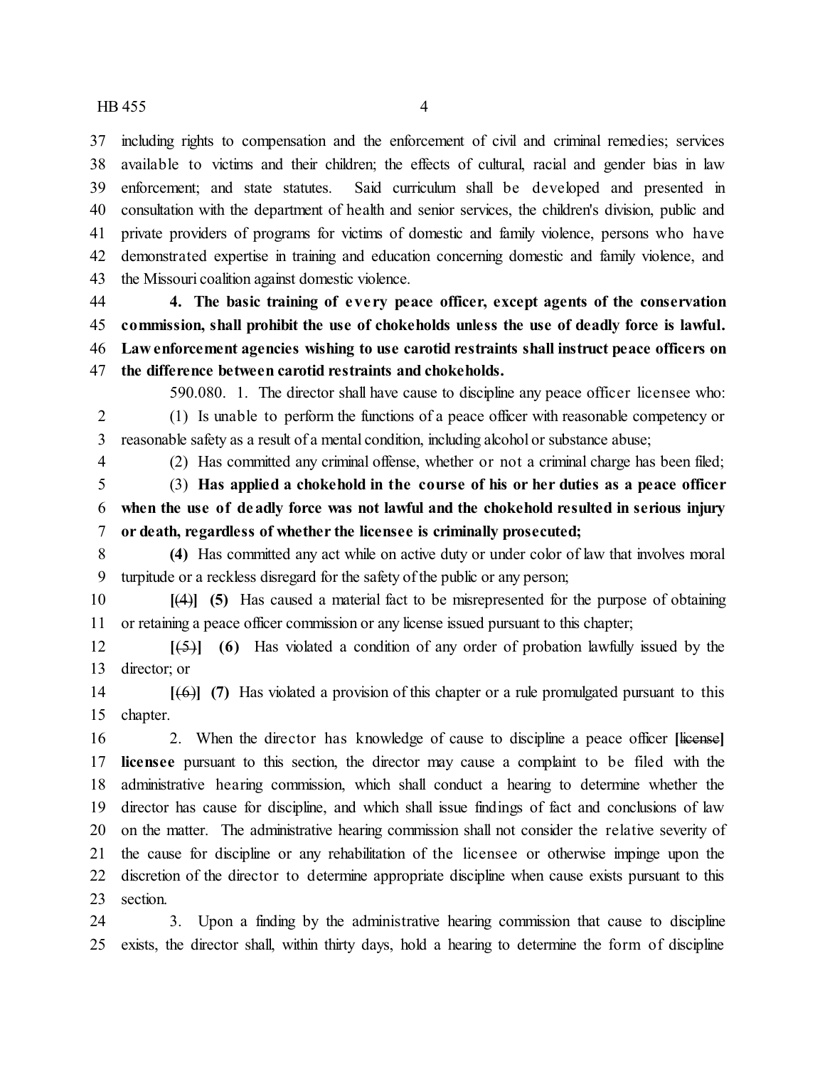including rights to compensation and the enforcement of civil and criminal remedies; services available to victims and their children; the effects of cultural, racial and gender bias in law enforcement; and state statutes. Said curriculum shall be developed and presented in consultation with the department of health and senior services, the children's division, public and private providers of programs for victims of domestic and family violence, persons who have demonstrated expertise in training and education concerning domestic and family violence, and the Missouri coalition against domestic violence.

**4. The basic training of every peace officer, except agents of the conservation commission, shall prohibit the use of chokeholds unless the use of deadly force is lawful. Law enforcement agencies wishing to use carotid restraints shall instruct peace officers on the difference between carotid restraints and chokeholds.**

590.080. 1. The director shall have cause to discipline any peace officer licensee who:

(1) Is unable to perform the functions of a peace officer with reasonable competency or reasonable safety as a result of a mental condition, including alcohol or substance abuse;

(2) Has committed any criminal offense, whether or not a criminal charge has been filed;

(3) **Has applied a chokehold in the course of his or her duties as a peace officer when the use of deadly force was not lawful and the chokehold resulted in serious injury or death, regardless of whether the licensee is criminally prosecuted;**

**(4)** Has committed any act while on active duty or under color of law that involves moral turpitude or a reckless disregard for the safety of the public or any person;

**[**~~(4)~~**] (5)** Has caused a material fact to be misrepresented for the purpose of obtaining or retaining a peace officer commission or any license issued pursuant to this chapter;

**[**~~(5)~~**] (6)** Has violated a condition of any order of probation lawfully issued by the director; or

**[**~~(6)~~**] (7)** Has violated a provision of this chapter or a rule promulgated pursuant to this chapter.

2. When the director has knowledge of cause to discipline a peace officer **[**~~license~~**] licensee** pursuant to this section, the director may cause a complaint to be filed with the administrative hearing commission, which shall conduct a hearing to determine whether the director has cause for discipline, and which shall issue findings of fact and conclusions of law on the matter. The administrative hearing commission shall not consider the relative severity of the cause for discipline or any rehabilitation of the licensee or otherwise impinge upon the discretion of the director to determine appropriate discipline when cause exists pursuant to this section.

3. Upon a finding by the administrative hearing commission that cause to discipline exists, the director shall, within thirty days, hold a hearing to determine the form of discipline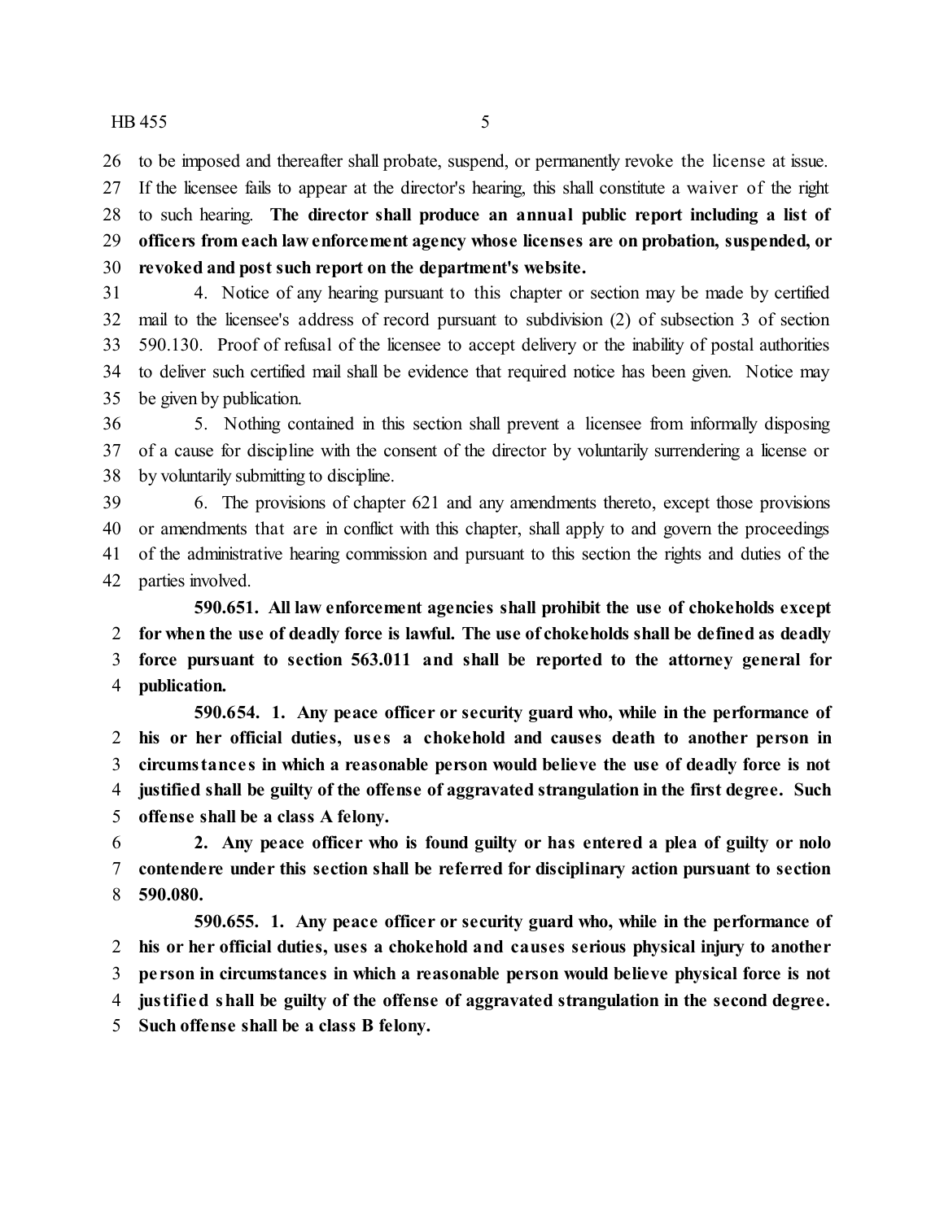to be imposed and thereafter shall probate, suspend, or permanently revoke the license at issue. If the licensee fails to appear at the director's hearing, this shall constitute a waiver of the right to such hearing. **The director shall produce an annual public report including a list of officers from each law enforcement agency whose licenses are on probation, suspended, or revoked and post such report on the department's website.**

4. Notice of any hearing pursuant to this chapter or section may be made by certified mail to the licensee's address of record pursuant to subdivision (2) of subsection 3 of section 590.130. Proof of refusal of the licensee to accept delivery or the inability of postal authorities to deliver such certified mail shall be evidence that required notice has been given. Notice may be given by publication.

5. Nothing contained in this section shall prevent a licensee from informally disposing of a cause for discipline with the consent of the director by voluntarily surrendering a license or by voluntarily submitting to discipline.

6. The provisions of chapter 621 and any amendments thereto, except those provisions or amendments that are in conflict with this chapter, shall apply to and govern the proceedings of the administrative hearing commission and pursuant to this section the rights and duties of the parties involved.

**590.651. All law enforcement agencies shall prohibit the use of chokeholds except for when the use of deadly force is lawful. The use of chokeholds shall be defined as deadly force pursuant to section 563.011 and shall be reported to the attorney general for publication.**

**590.654. 1. Any peace officer or security guard who, while in the performance of his or her official duties, uses a chokehold and causes death to another person in circumstances in which a reasonable person would believe the use of deadly force is not justified shall be guilty of the offense of aggravated strangulation in the first degree. Such offense shall be a class A felony.**

**2. Any peace officer who is found guilty or has entered a plea of guilty or nolo contendere under this section shall be referred for disciplinary action pursuant to section 590.080.**

**590.655. 1. Any peace officer or security guard who, while in the performance of his or her official duties, uses a chokehold and causes serious physical injury to another person in circumstances in which a reasonable person would believe physical force is not justified shall be guilty of the offense of aggravated strangulation in the second degree. Such offense shall be a class B felony.**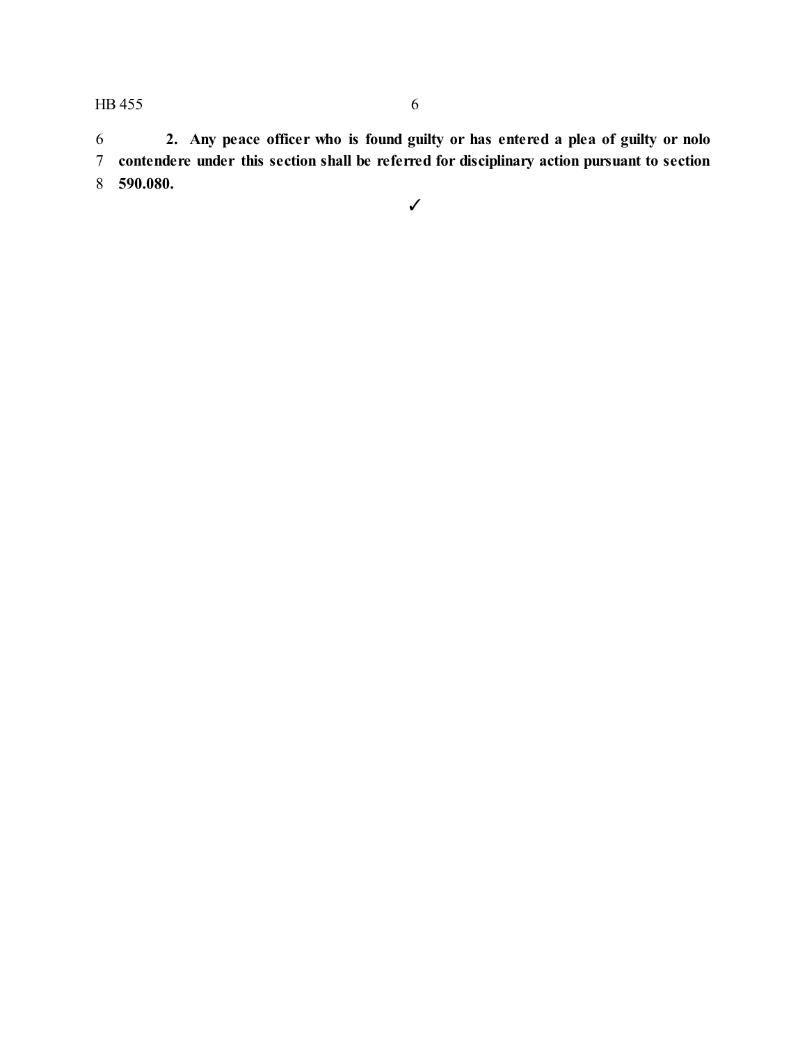**2. Any peace officer who is found guilty or has entered a plea of guilty or nolo contendere under this section shall be referred for disciplinary action pursuant to section 590.080.**

✓